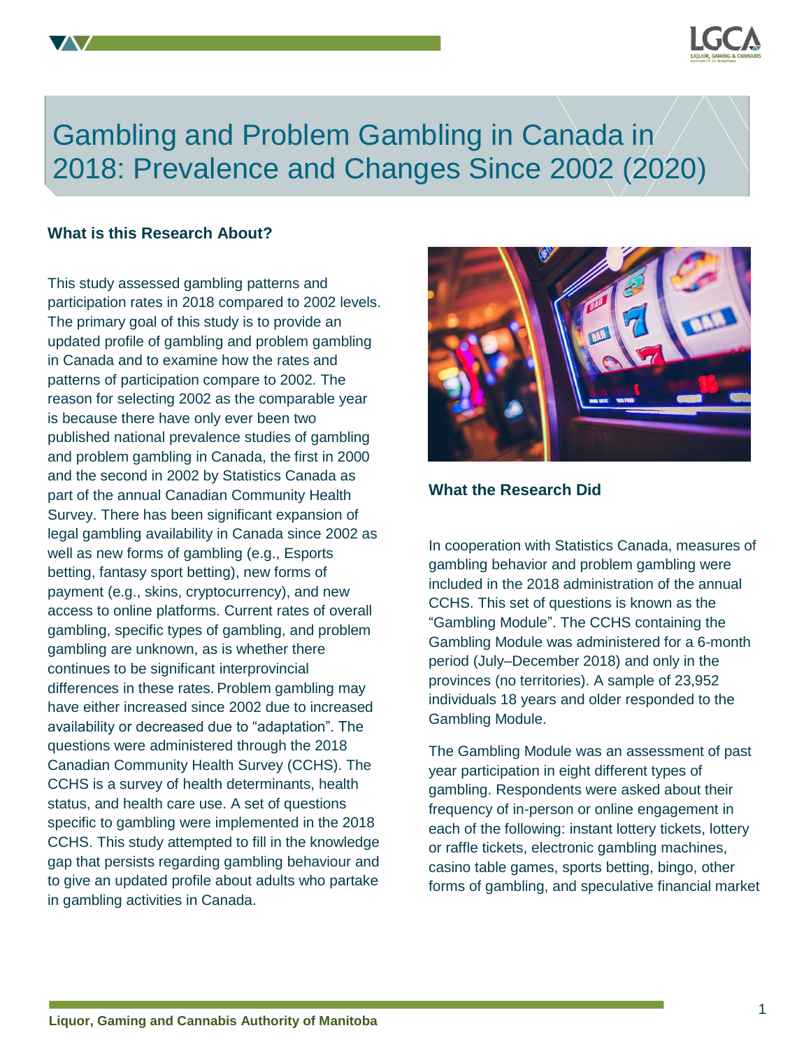# Gambling and Problem Gambling in Canada in 2018: Prevalence and Changes Since 2002 (2020)

## What is this Research About?

This study assessed gambling patterns and participation rates in 2018 compared to 2002 levels. The primary goal of this study is to provide an updated profile of gambling and problem gambling in Canada and to examine how the rates and patterns of participation compare to 2002. The reason for selecting 2002 as the comparable year is because there have only ever been two published national prevalence studies of gambling and problem gambling in Canada, the first in 2000 and the second in 2002 by Statistics Canada as part of the annual Canadian Community Health Survey. There has been significant expansion of legal gambling availability in Canada since 2002 as well as new forms of gambling (e.g., Esports betting, fantasy sport betting), new forms of payment (e.g., skins, cryptocurrency), and new access to online platforms. Current rates of overall gambling, specific types of gambling, and problem gambling are unknown, as is whether there continues to be significant interprovincial differences in these rates. Problem gambling may have either increased since 2002 due to increased availability or decreased due to "adaptation". The questions were administered through the 2018 Canadian Community Health Survey (CCHS). The CCHS is a survey of health determinants, health status, and health care use. A set of questions specific to gambling were implemented in the 2018 CCHS. This study attempted to fill in the knowledge gap that persists regarding gambling behaviour and to give an updated profile about adults who partake in gambling activities in Canada.

## What the Research Did

In cooperation with Statistics Canada, measures of gambling behavior and problem gambling were included in the 2018 administration of the annual CCHS. This set of questions is known as the "Gambling Module". The CCHS containing the Gambling Module was administered for a 6-month period (July–December 2018) and only in the provinces (no territories). A sample of 23,952 individuals 18 years and older responded to the Gambling Module.

The Gambling Module was an assessment of past year participation in eight different types of gambling. Respondents were asked about their frequency of in-person or online engagement in each of the following: instant lottery tickets, lottery or raffle tickets, electronic gambling machines, casino table games, sports betting, bingo, other forms of gambling, and speculative financial market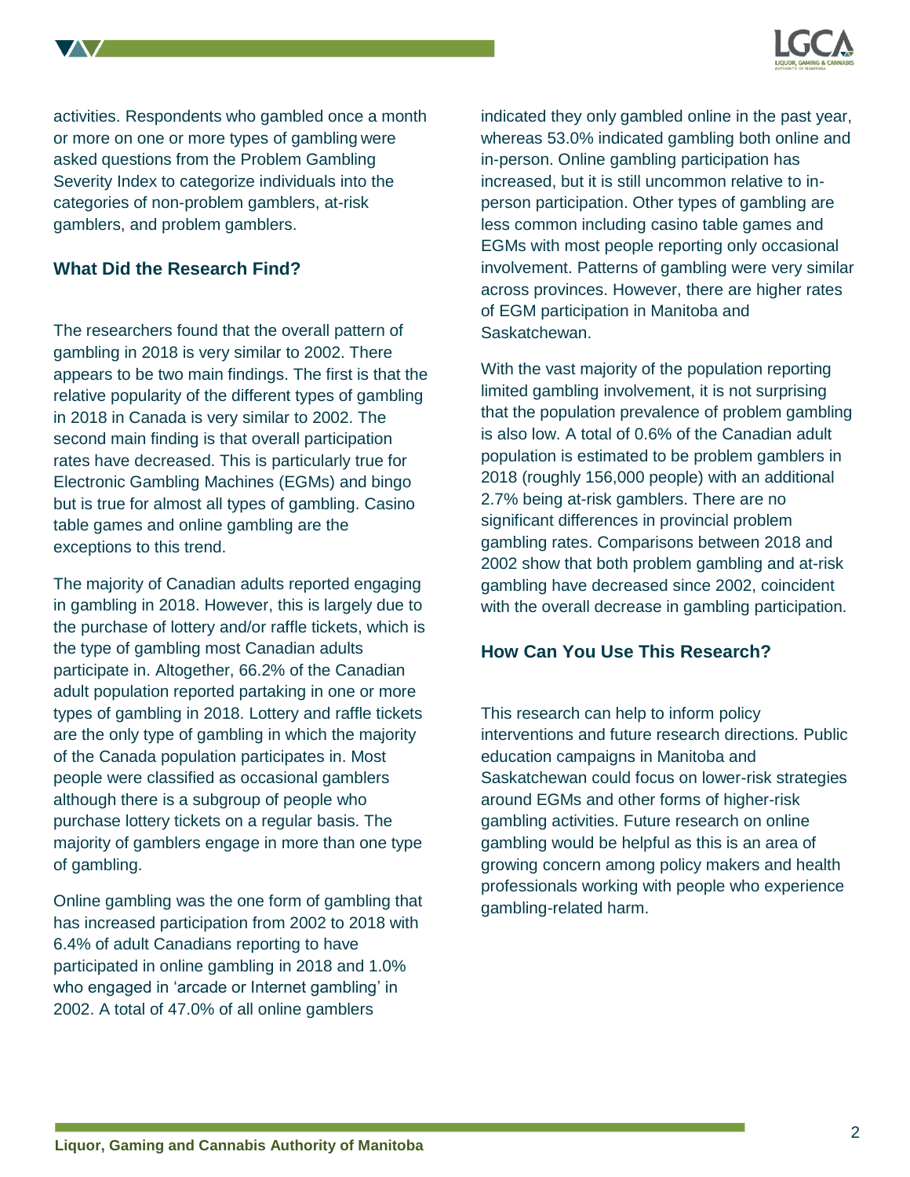activities. Respondents who gambled once a month or more on one or more types of gambling were asked questions from the Problem Gambling Severity Index to categorize individuals into the categories of non-problem gamblers, at-risk gamblers, and problem gamblers.

## What Did the Research Find?

The researchers found that the overall pattern of gambling in 2018 is very similar to 2002. There appears to be two main findings. The first is that the relative popularity of the different types of gambling in 2018 in Canada is very similar to 2002. The second main finding is that overall participation rates have decreased. This is particularly true for Electronic Gambling Machines (EGMs) and bingo but is true for almost all types of gambling. Casino table games and online gambling are the exceptions to this trend.

The majority of Canadian adults reported engaging in gambling in 2018. However, this is largely due to the purchase of lottery and/or raffle tickets, which is the type of gambling most Canadian adults participate in. Altogether, 66.2% of the Canadian adult population reported partaking in one or more types of gambling in 2018. Lottery and raffle tickets are the only type of gambling in which the majority of the Canada population participates in. Most people were classified as occasional gamblers although there is a subgroup of people who purchase lottery tickets on a regular basis. The majority of gamblers engage in more than one type of gambling.

Online gambling was the one form of gambling that has increased participation from 2002 to 2018 with 6.4% of adult Canadians reporting to have participated in online gambling in 2018 and 1.0% who engaged in 'arcade or Internet gambling' in 2002. A total of 47.0% of all online gamblers indicated they only gambled online in the past year, whereas 53.0% indicated gambling both online and in-person. Online gambling participation has increased, but it is still uncommon relative to in-person participation. Other types of gambling are less common including casino table games and EGMs with most people reporting only occasional involvement. Patterns of gambling were very similar across provinces. However, there are higher rates of EGM participation in Manitoba and Saskatchewan.

With the vast majority of the population reporting limited gambling involvement, it is not surprising that the population prevalence of problem gambling is also low. A total of 0.6% of the Canadian adult population is estimated to be problem gamblers in 2018 (roughly 156,000 people) with an additional 2.7% being at-risk gamblers. There are no significant differences in provincial problem gambling rates. Comparisons between 2018 and 2002 show that both problem gambling and at-risk gambling have decreased since 2002, coincident with the overall decrease in gambling participation.

## How Can You Use This Research?

This research can help to inform policy interventions and future research directions. Public education campaigns in Manitoba and Saskatchewan could focus on lower-risk strategies around EGMs and other forms of higher-risk gambling activities. Future research on online gambling would be helpful as this is an area of growing concern among policy makers and health professionals working with people who experience gambling-related harm.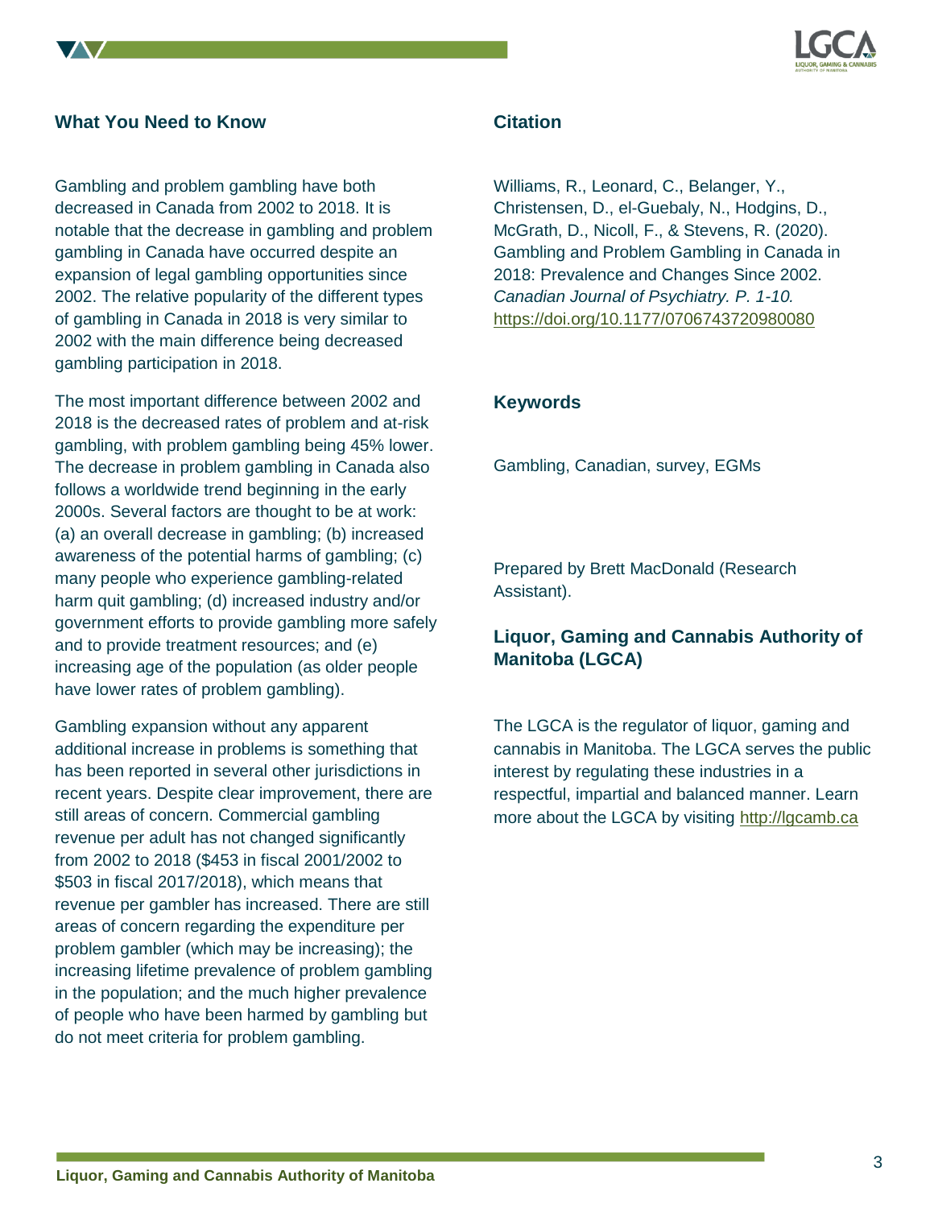## What You Need to Know

Gambling and problem gambling have both decreased in Canada from 2002 to 2018. It is notable that the decrease in gambling and problem gambling in Canada have occurred despite an expansion of legal gambling opportunities since 2002. The relative popularity of the different types of gambling in Canada in 2018 is very similar to 2002 with the main difference being decreased gambling participation in 2018.

The most important difference between 2002 and 2018 is the decreased rates of problem and at-risk gambling, with problem gambling being 45% lower. The decrease in problem gambling in Canada also follows a worldwide trend beginning in the early 2000s. Several factors are thought to be at work: (a) an overall decrease in gambling; (b) increased awareness of the potential harms of gambling; (c) many people who experience gambling-related harm quit gambling; (d) increased industry and/or government efforts to provide gambling more safely and to provide treatment resources; and (e) increasing age of the population (as older people have lower rates of problem gambling).

Gambling expansion without any apparent additional increase in problems is something that has been reported in several other jurisdictions in recent years. Despite clear improvement, there are still areas of concern. Commercial gambling revenue per adult has not changed significantly from 2002 to 2018 ($453 in fiscal 2001/2002 to $503 in fiscal 2017/2018), which means that revenue per gambler has increased. There are still areas of concern regarding the expenditure per problem gambler (which may be increasing); the increasing lifetime prevalence of problem gambling in the population; and the much higher prevalence of people who have been harmed by gambling but do not meet criteria for problem gambling.

## Citation

Williams, R., Leonard, C., Belanger, Y., Christensen, D., el-Guebaly, N., Hodgins, D., McGrath, D., Nicoll, F., & Stevens, R. (2020). Gambling and Problem Gambling in Canada in 2018: Prevalence and Changes Since 2002. *Canadian Journal of Psychiatry. P. 1-10.* https://doi.org/10.1177/0706743720980080

## Keywords

Gambling, Canadian, survey, EGMs

Prepared by Brett MacDonald (Research Assistant).

## Liquor, Gaming and Cannabis Authority of Manitoba (LGCA)

The LGCA is the regulator of liquor, gaming and cannabis in Manitoba. The LGCA serves the public interest by regulating these industries in a respectful, impartial and balanced manner. Learn more about the LGCA by visiting http://lgcamb.ca